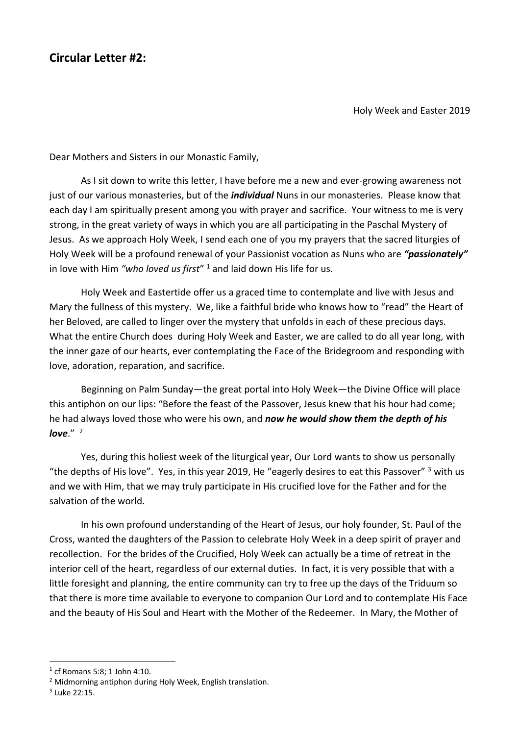## Circular Letter #2:

Holy Week and Easter 2019

Dear Mothers and Sisters in our Monastic Family,

As I sit down to write this letter, I have before me a new and ever-growing awareness not just of our various monasteries, but of the ***individual*** Nuns in our monasteries. Please know that each day I am spiritually present among you with prayer and sacrifice. Your witness to me is very strong, in the great variety of ways in which you are all participating in the Paschal Mystery of Jesus. As we approach Holy Week, I send each one of you my prayers that the sacred liturgies of Holy Week will be a profound renewal of your Passionist vocation as Nuns who are ***"passionately"*** in love with Him *"who loved us first"* [1] and laid down His life for us.

Holy Week and Eastertide offer us a graced time to contemplate and live with Jesus and Mary the fullness of this mystery. We, like a faithful bride who knows how to "read" the Heart of her Beloved, are called to linger over the mystery that unfolds in each of these precious days. What the entire Church does during Holy Week and Easter, we are called to do all year long, with the inner gaze of our hearts, ever contemplating the Face of the Bridegroom and responding with love, adoration, reparation, and sacrifice.

Beginning on Palm Sunday—the great portal into Holy Week—the Divine Office will place this antiphon on our lips: "Before the feast of the Passover, Jesus knew that his hour had come; he had always loved those who were his own, and ***now he would show them the depth of his love***." [2]

Yes, during this holiest week of the liturgical year, Our Lord wants to show us personally "the depths of His love". Yes, in this year 2019, He "eagerly desires to eat this Passover" [3] with us and we with Him, that we may truly participate in His crucified love for the Father and for the salvation of the world.

In his own profound understanding of the Heart of Jesus, our holy founder, St. Paul of the Cross, wanted the daughters of the Passion to celebrate Holy Week in a deep spirit of prayer and recollection. For the brides of the Crucified, Holy Week can actually be a time of retreat in the interior cell of the heart, regardless of our external duties. In fact, it is very possible that with a little foresight and planning, the entire community can try to free up the days of the Triduum so that there is more time available to everyone to companion Our Lord and to contemplate His Face and the beauty of His Soul and Heart with the Mother of the Redeemer. In Mary, the Mother of

---

[1] cf Romans 5:8; 1 John 4:10.

[2] Midmorning antiphon during Holy Week, English translation.

[3] Luke 22:15.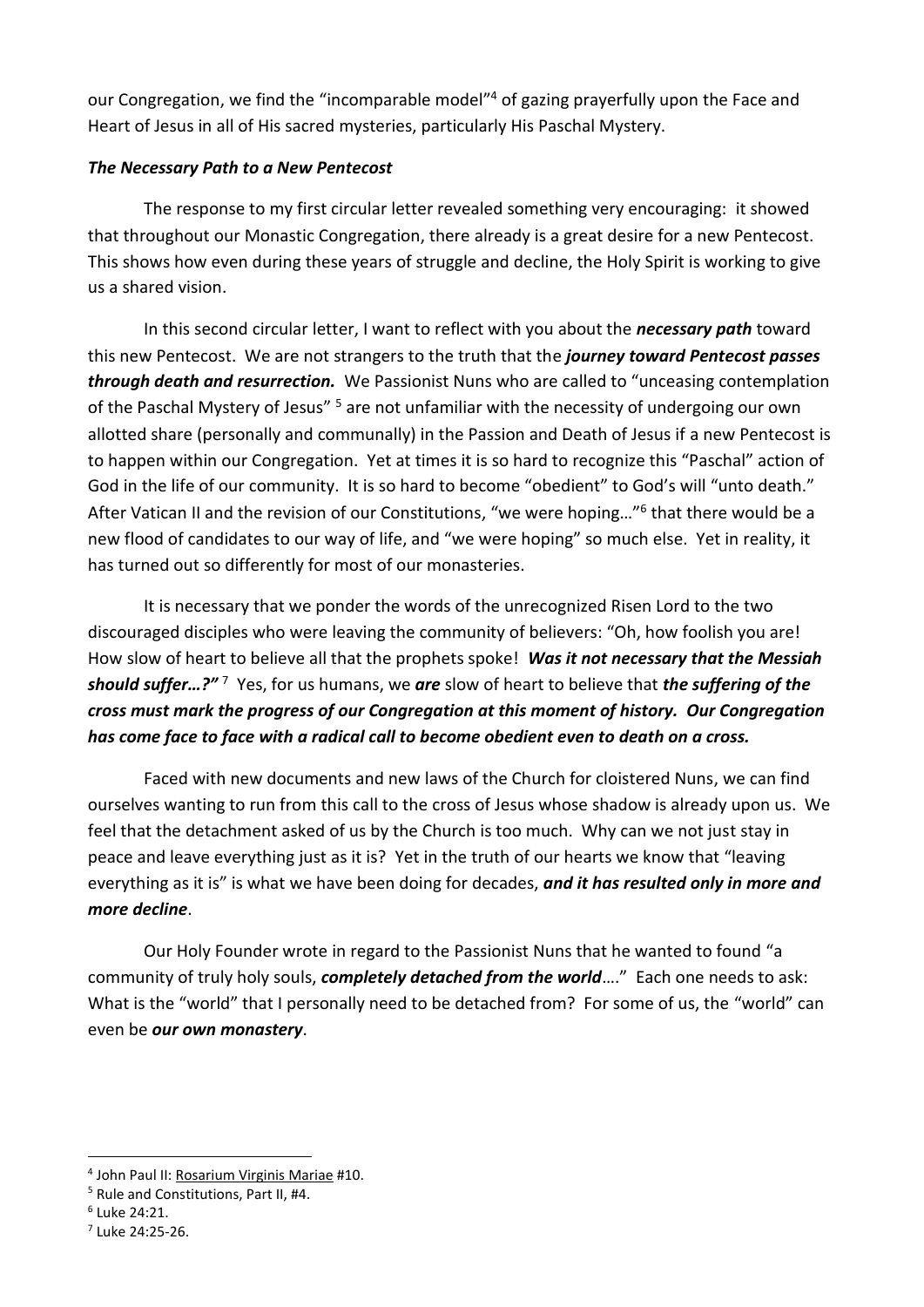our Congregation, we find the "incomparable model"[4] of gazing prayerfully upon the Face and Heart of Jesus in all of His sacred mysteries, particularly His Paschal Mystery.

### *The Necessary Path to a New Pentecost*

The response to my first circular letter revealed something very encouraging: it showed that throughout our Monastic Congregation, there already is a great desire for a new Pentecost. This shows how even during these years of struggle and decline, the Holy Spirit is working to give us a shared vision.

In this second circular letter, I want to reflect with you about the ***necessary path*** toward this new Pentecost. We are not strangers to the truth that the ***journey toward Pentecost passes through death and resurrection.*** We Passionist Nuns who are called to "unceasing contemplation of the Paschal Mystery of Jesus" [5] are not unfamiliar with the necessity of undergoing our own allotted share (personally and communally) in the Passion and Death of Jesus if a new Pentecost is to happen within our Congregation. Yet at times it is so hard to recognize this "Paschal" action of God in the life of our community. It is so hard to become "obedient" to God's will "unto death." After Vatican II and the revision of our Constitutions, "we were hoping…"[6] that there would be a new flood of candidates to our way of life, and "we were hoping" so much else. Yet in reality, it has turned out so differently for most of our monasteries.

It is necessary that we ponder the words of the unrecognized Risen Lord to the two discouraged disciples who were leaving the community of believers: "Oh, how foolish you are! How slow of heart to believe all that the prophets spoke! ***Was it not necessary that the Messiah should suffer…?"*** [7] Yes, for us humans, we ***are*** slow of heart to believe that ***the suffering of the cross must mark the progress of our Congregation at this moment of history. Our Congregation has come face to face with a radical call to become obedient even to death on a cross.***

Faced with new documents and new laws of the Church for cloistered Nuns, we can find ourselves wanting to run from this call to the cross of Jesus whose shadow is already upon us. We feel that the detachment asked of us by the Church is too much. Why can we not just stay in peace and leave everything just as it is? Yet in the truth of our hearts we know that "leaving everything as it is" is what we have been doing for decades, ***and it has resulted only in more and more decline***.

Our Holy Founder wrote in regard to the Passionist Nuns that he wanted to found "a community of truly holy souls, ***completely detached from the world***…." Each one needs to ask: What is the "world" that I personally need to be detached from? For some of us, the "world" can even be ***our own monastery***.

---

[4] John Paul II: Rosarium Virginis Mariae #10.

[5] Rule and Constitutions, Part II, #4.

[6] Luke 24:21.

[7] Luke 24:25-26.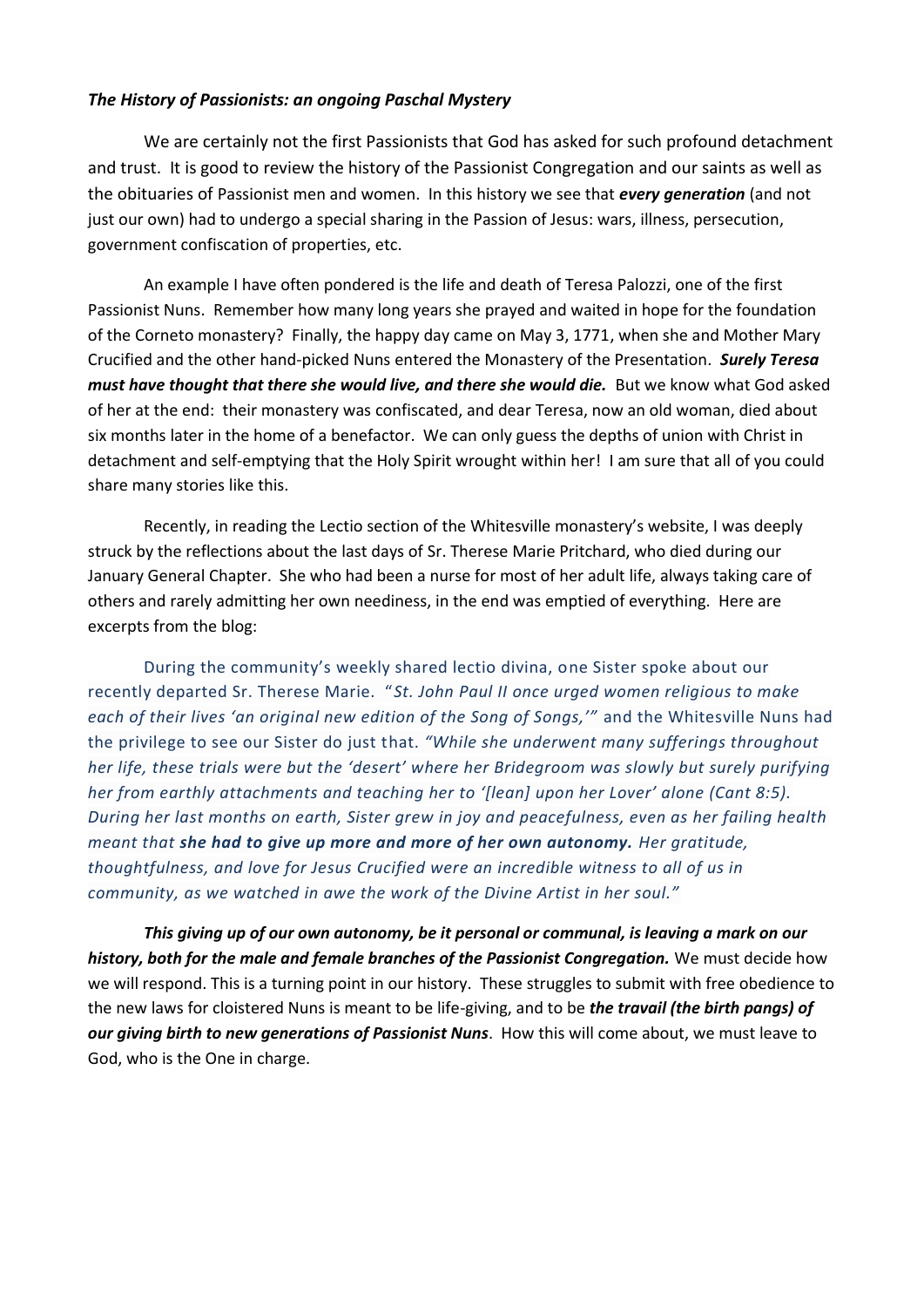***The History of Passionists: an ongoing Paschal Mystery***

We are certainly not the first Passionists that God has asked for such profound detachment and trust. It is good to review the history of the Passionist Congregation and our saints as well as the obituaries of Passionist men and women. In this history we see that ***every generation*** (and not just our own) had to undergo a special sharing in the Passion of Jesus: wars, illness, persecution, government confiscation of properties, etc.

An example I have often pondered is the life and death of Teresa Palozzi, one of the first Passionist Nuns. Remember how many long years she prayed and waited in hope for the foundation of the Corneto monastery? Finally, the happy day came on May 3, 1771, when she and Mother Mary Crucified and the other hand-picked Nuns entered the Monastery of the Presentation. ***Surely Teresa must have thought that there she would live, and there she would die.*** But we know what God asked of her at the end: their monastery was confiscated, and dear Teresa, now an old woman, died about six months later in the home of a benefactor. We can only guess the depths of union with Christ in detachment and self-emptying that the Holy Spirit wrought within her! I am sure that all of you could share many stories like this.

Recently, in reading the Lectio section of the Whitesville monastery's website, I was deeply struck by the reflections about the last days of Sr. Therese Marie Pritchard, who died during our January General Chapter. She who had been a nurse for most of her adult life, always taking care of others and rarely admitting her own neediness, in the end was emptied of everything. Here are excerpts from the blog:

During the community's weekly shared lectio divina, one Sister spoke about our recently departed Sr. Therese Marie. "*St. John Paul II once urged women religious to make each of their lives 'an original new edition of the Song of Songs,'*" and the Whitesville Nuns had the privilege to see our Sister do just that. *"While she underwent many sufferings throughout her life, these trials were but the 'desert' where her Bridegroom was slowly but surely purifying her from earthly attachments and teaching her to '[lean] upon her Lover' alone (Cant 8:5). During her last months on earth, Sister grew in joy and peacefulness, even as her failing health meant that **she had to give up more and more of her own autonomy.** Her gratitude, thoughtfulness, and love for Jesus Crucified were an incredible witness to all of us in community, as we watched in awe the work of the Divine Artist in her soul."*

***This giving up of our own autonomy, be it personal or communal, is leaving a mark on our history, both for the male and female branches of the Passionist Congregation.*** We must decide how we will respond. This is a turning point in our history. These struggles to submit with free obedience to the new laws for cloistered Nuns is meant to be life-giving, and to be ***the travail (the birth pangs) of our giving birth to new generations of Passionist Nuns***. How this will come about, we must leave to God, who is the One in charge.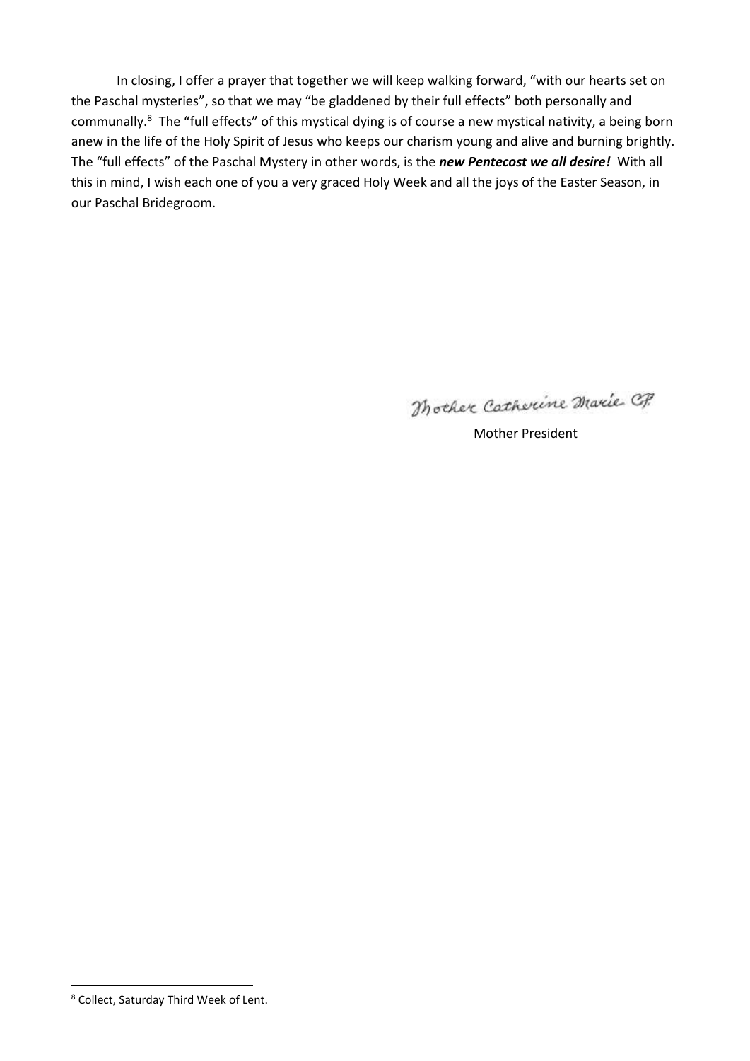In closing, I offer a prayer that together we will keep walking forward, "with our hearts set on the Paschal mysteries", so that we may "be gladdened by their full effects" both personally and communally.[8] The "full effects" of this mystical dying is of course a new mystical nativity, a being born anew in the life of the Holy Spirit of Jesus who keeps our charism young and alive and burning brightly. The "full effects" of the Paschal Mystery in other words, is the ***new Pentecost we all desire!*** With all this in mind, I wish each one of you a very graced Holy Week and all the joys of the Easter Season, in our Paschal Bridegroom.

Mother Catherine Marie CP

Mother President

---

[8] Collect, Saturday Third Week of Lent.